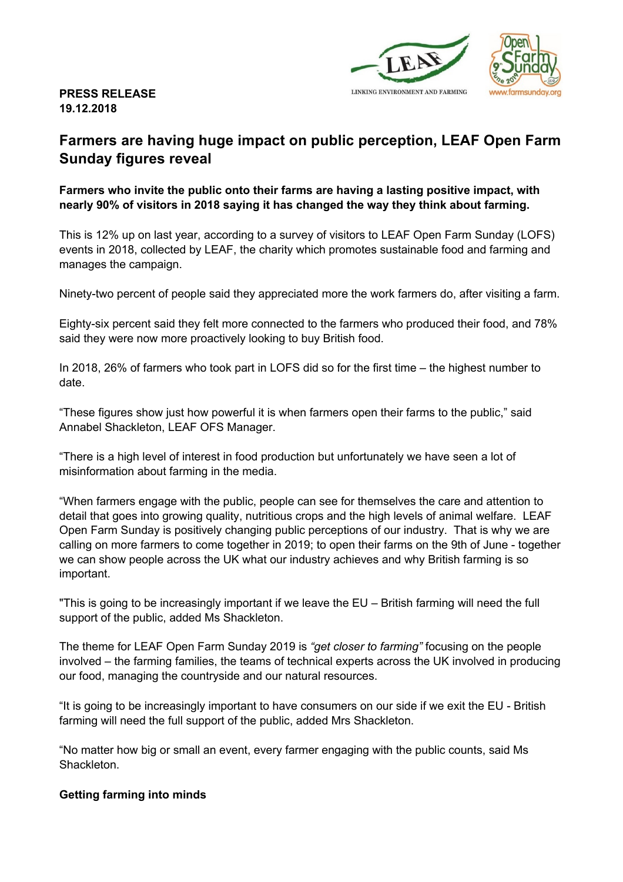**PRESS RELEASE**
**19.12.2018**

# Farmers are having huge impact on public perception, LEAF Open Farm Sunday figures reveal

**Farmers who invite the public onto their farms are having a lasting positive impact, with nearly 90% of visitors in 2018 saying it has changed the way they think about farming.**

This is 12% up on last year, according to a survey of visitors to LEAF Open Farm Sunday (LOFS) events in 2018, collected by LEAF, the charity which promotes sustainable food and farming and manages the campaign.

Ninety-two percent of people said they appreciated more the work farmers do, after visiting a farm.

Eighty-six percent said they felt more connected to the farmers who produced their food, and 78% said they were now more proactively looking to buy British food.

In 2018, 26% of farmers who took part in LOFS did so for the first time – the highest number to date.

"These figures show just how powerful it is when farmers open their farms to the public," said Annabel Shackleton, LEAF OFS Manager.

"There is a high level of interest in food production but unfortunately we have seen a lot of misinformation about farming in the media.

"When farmers engage with the public, people can see for themselves the care and attention to detail that goes into growing quality, nutritious crops and the high levels of animal welfare. LEAF Open Farm Sunday is positively changing public perceptions of our industry. That is why we are calling on more farmers to come together in 2019; to open their farms on the 9th of June - together we can show people across the UK what our industry achieves and why British farming is so important.

"This is going to be increasingly important if we leave the EU – British farming will need the full support of the public, added Ms Shackleton.

The theme for LEAF Open Farm Sunday 2019 is *"get closer to farming"* focusing on the people involved – the farming families, the teams of technical experts across the UK involved in producing our food, managing the countryside and our natural resources.

"It is going to be increasingly important to have consumers on our side if we exit the EU - British farming will need the full support of the public, added Mrs Shackleton.

"No matter how big or small an event, every farmer engaging with the public counts, said Ms Shackleton.

**Getting farming into minds**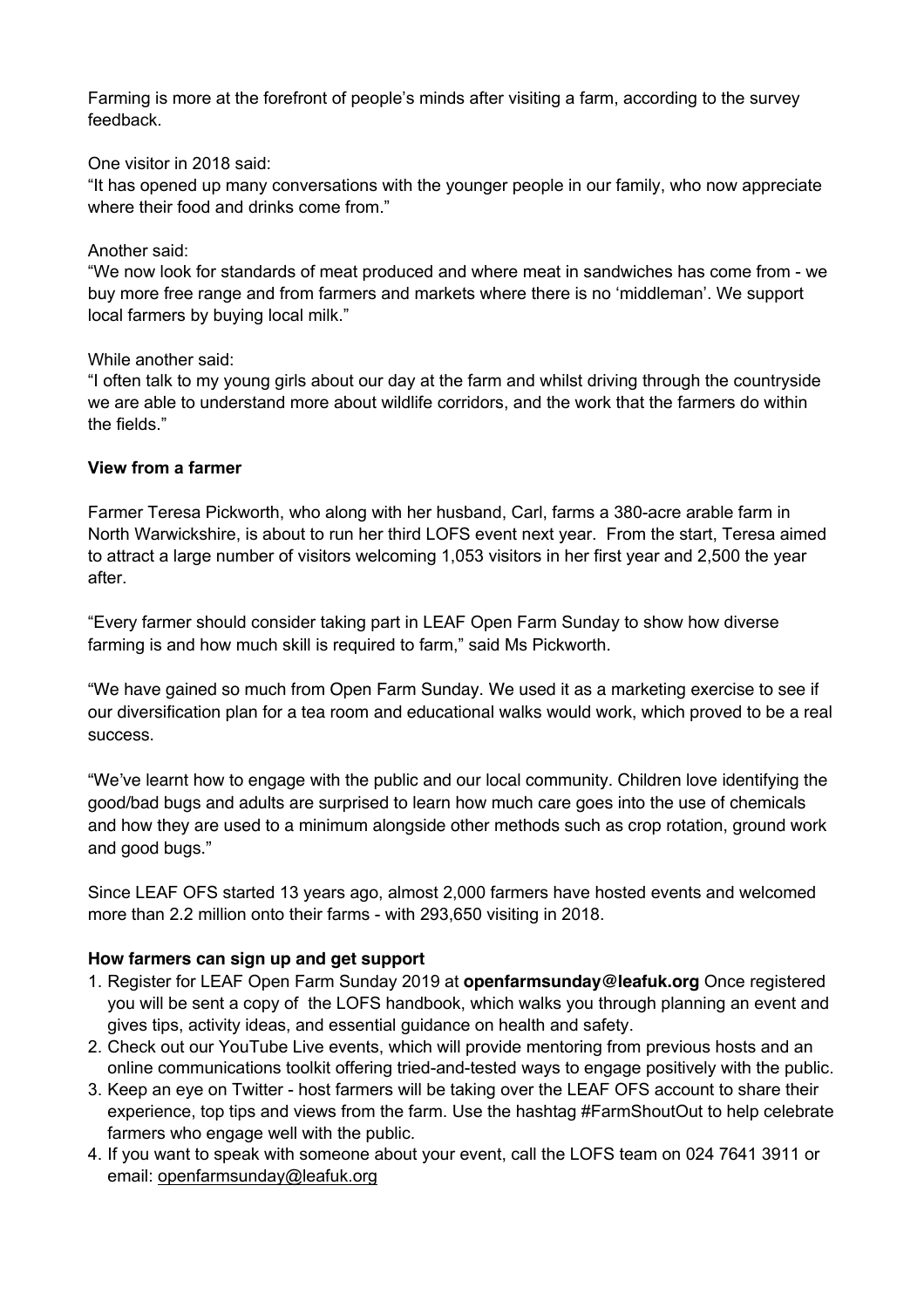Farming is more at the forefront of people's minds after visiting a farm, according to the survey feedback.

One visitor in 2018 said:
"It has opened up many conversations with the younger people in our family, who now appreciate where their food and drinks come from."

Another said:
"We now look for standards of meat produced and where meat in sandwiches has come from - we buy more free range and from farmers and markets where there is no 'middleman'. We support local farmers by buying local milk."

While another said:
"I often talk to my young girls about our day at the farm and whilst driving through the countryside we are able to understand more about wildlife corridors, and the work that the farmers do within the fields."

**View from a farmer**

Farmer Teresa Pickworth, who along with her husband, Carl, farms a 380-acre arable farm in North Warwickshire, is about to run her third LOFS event next year. From the start, Teresa aimed to attract a large number of visitors welcoming 1,053 visitors in her first year and 2,500 the year after.

"Every farmer should consider taking part in LEAF Open Farm Sunday to show how diverse farming is and how much skill is required to farm," said Ms Pickworth.

"We have gained so much from Open Farm Sunday. We used it as a marketing exercise to see if our diversification plan for a tea room and educational walks would work, which proved to be a real success.

"We've learnt how to engage with the public and our local community. Children love identifying the good/bad bugs and adults are surprised to learn how much care goes into the use of chemicals and how they are used to a minimum alongside other methods such as crop rotation, ground work and good bugs."

Since LEAF OFS started 13 years ago, almost 2,000 farmers have hosted events and welcomed more than 2.2 million onto their farms - with 293,650 visiting in 2018.

**How farmers can sign up and get support**

1. Register for LEAF Open Farm Sunday 2019 at **openfarmsunday@leafuk.org** Once registered you will be sent a copy of the LOFS handbook, which walks you through planning an event and gives tips, activity ideas, and essential guidance on health and safety.
2. Check out our YouTube Live events, which will provide mentoring from previous hosts and an online communications toolkit offering tried-and-tested ways to engage positively with the public.
3. Keep an eye on Twitter - host farmers will be taking over the LEAF OFS account to share their experience, top tips and views from the farm. Use the hashtag #FarmShoutOut to help celebrate farmers who engage well with the public.
4. If you want to speak with someone about your event, call the LOFS team on 024 7641 3911 or email: openfarmsunday@leafuk.org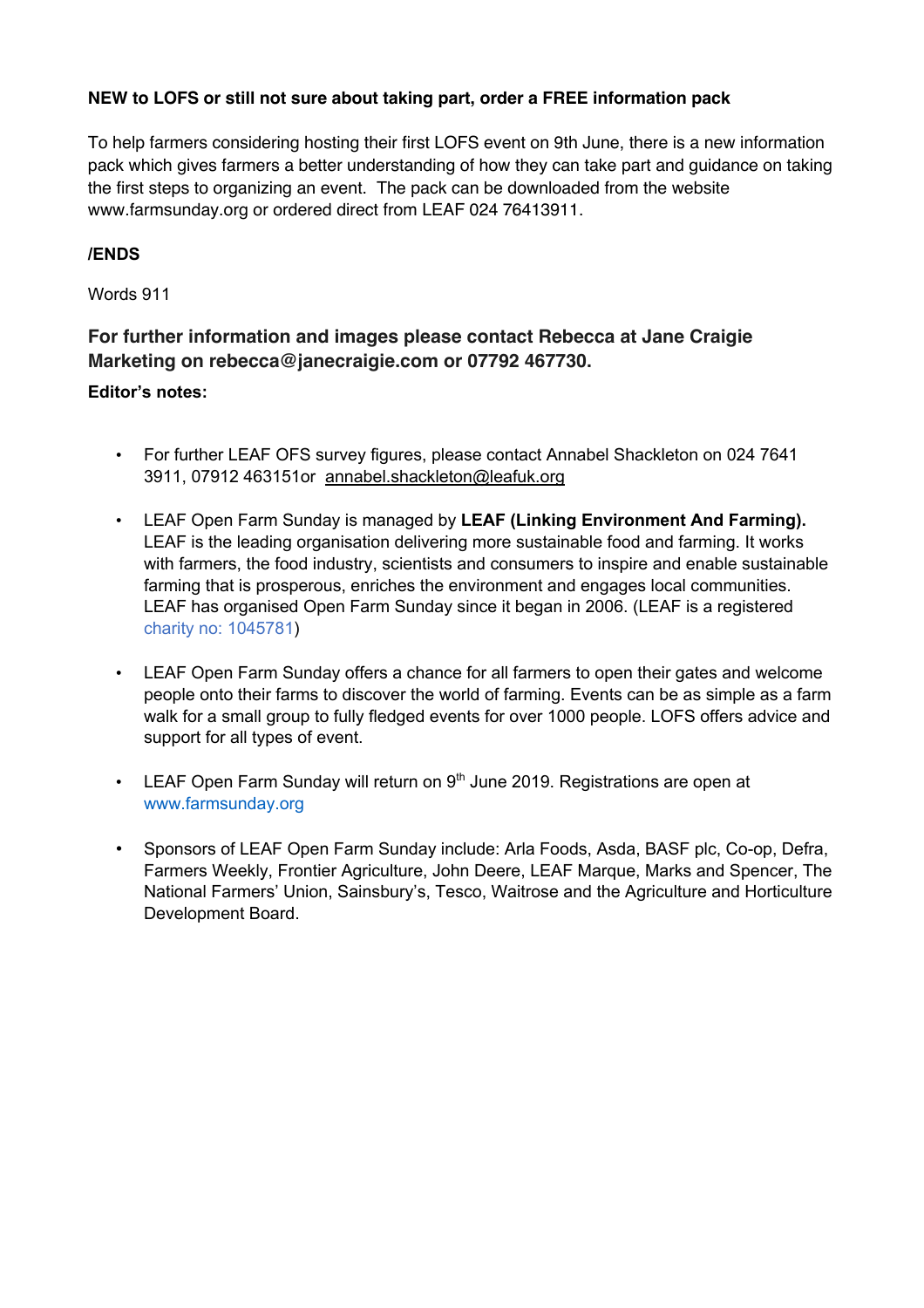**NEW to LOFS or still not sure about taking part, order a FREE information pack**

To help farmers considering hosting their first LOFS event on 9th June, there is a new information pack which gives farmers a better understanding of how they can take part and guidance on taking the first steps to organizing an event. The pack can be downloaded from the website www.farmsunday.org or ordered direct from LEAF 024 76413911.

**/ENDS**

Words 911

**For further information and images please contact Rebecca at Jane Craigie Marketing on rebecca@janecraigie.com or 07792 467730.**

**Editor's notes:**

- For further LEAF OFS survey figures, please contact Annabel Shackleton on 024 7641 3911, 07912 463151or annabel.shackleton@leafuk.org
- LEAF Open Farm Sunday is managed by **LEAF (Linking Environment And Farming).** LEAF is the leading organisation delivering more sustainable food and farming. It works with farmers, the food industry, scientists and consumers to inspire and enable sustainable farming that is prosperous, enriches the environment and engages local communities. LEAF has organised Open Farm Sunday since it began in 2006. (LEAF is a registered charity no: 1045781)
- LEAF Open Farm Sunday offers a chance for all farmers to open their gates and welcome people onto their farms to discover the world of farming. Events can be as simple as a farm walk for a small group to fully fledged events for over 1000 people. LOFS offers advice and support for all types of event.
- LEAF Open Farm Sunday will return on 9th June 2019. Registrations are open at www.farmsunday.org
- Sponsors of LEAF Open Farm Sunday include: Arla Foods, Asda, BASF plc, Co-op, Defra, Farmers Weekly, Frontier Agriculture, John Deere, LEAF Marque, Marks and Spencer, The National Farmers' Union, Sainsbury's, Tesco, Waitrose and the Agriculture and Horticulture Development Board.